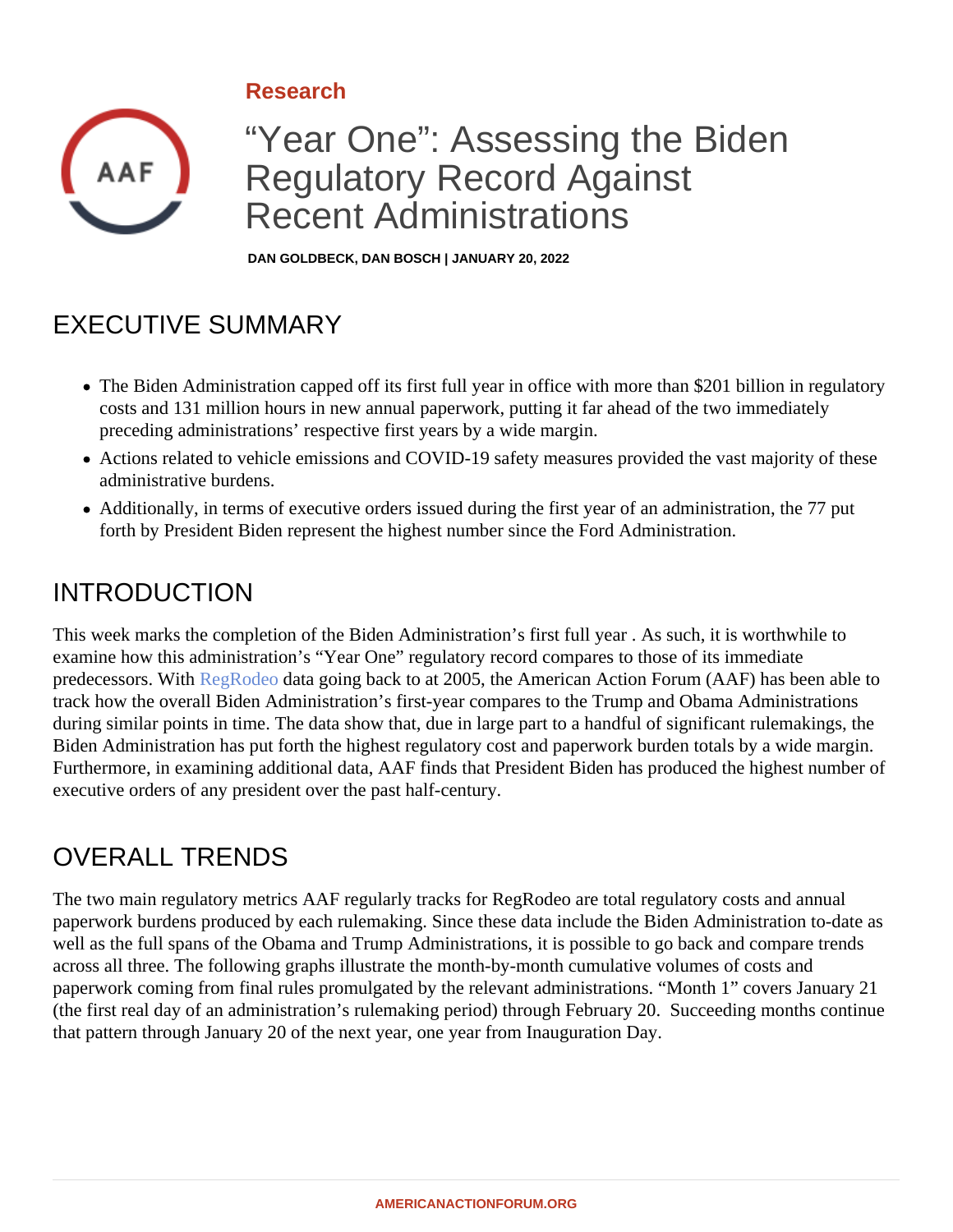Research

# “Year One”: Assessing the Biden Regulatory Record Against Recent Administrations

**DAN GOLDBECK, DAN BOSCH | JANUARY 20, 2022**

## EXECUTIVE SUMMARY

- The Biden Administration capped off its first full year in office with more than $201 billion in regulatory costs and 131 million hours in new annual paperwork, putting it far ahead of the two immediately preceding administrations’ respective first years by a wide margin.
- Actions related to vehicle emissions and COVID-19 safety measures provided the vast majority of these administrative burdens.
- Additionally, in terms of executive orders issued during the first year of an administration, the 77 put forth by President Biden represent the highest number since the Ford Administration.

## INTRODUCTION

This week marks the completion of the Biden Administration’s first full year . As such, it is worthwhile to examine how this administration’s “Year One” regulatory record compares to those of its immediate predecessors. With RegRodeo data going back to at 2005, the American Action Forum (AAF) has been able to track how the overall Biden Administration’s first-year compares to the Trump and Obama Administrations during similar points in time. The data show that, due in large part to a handful of significant rulemakings, the Biden Administration has put forth the highest regulatory cost and paperwork burden totals by a wide margin. Furthermore, in examining additional data, AAF finds that President Biden has produced the highest number of executive orders of any president over the past half-century.

## OVERALL TRENDS

The two main regulatory metrics AAF regularly tracks for RegRodeo are total regulatory costs and annual paperwork burdens produced by each rulemaking. Since these data include the Biden Administration to-date as well as the full spans of the Obama and Trump Administrations, it is possible to go back and compare trends across all three. The following graphs illustrate the month-by-month cumulative volumes of costs and paperwork coming from final rules promulgated by the relevant administrations. “Month 1” covers January 21 (the first real day of an administration’s rulemaking period) through February 20. Succeeding months continue that pattern through January 20 of the next year, one year from Inauguration Day.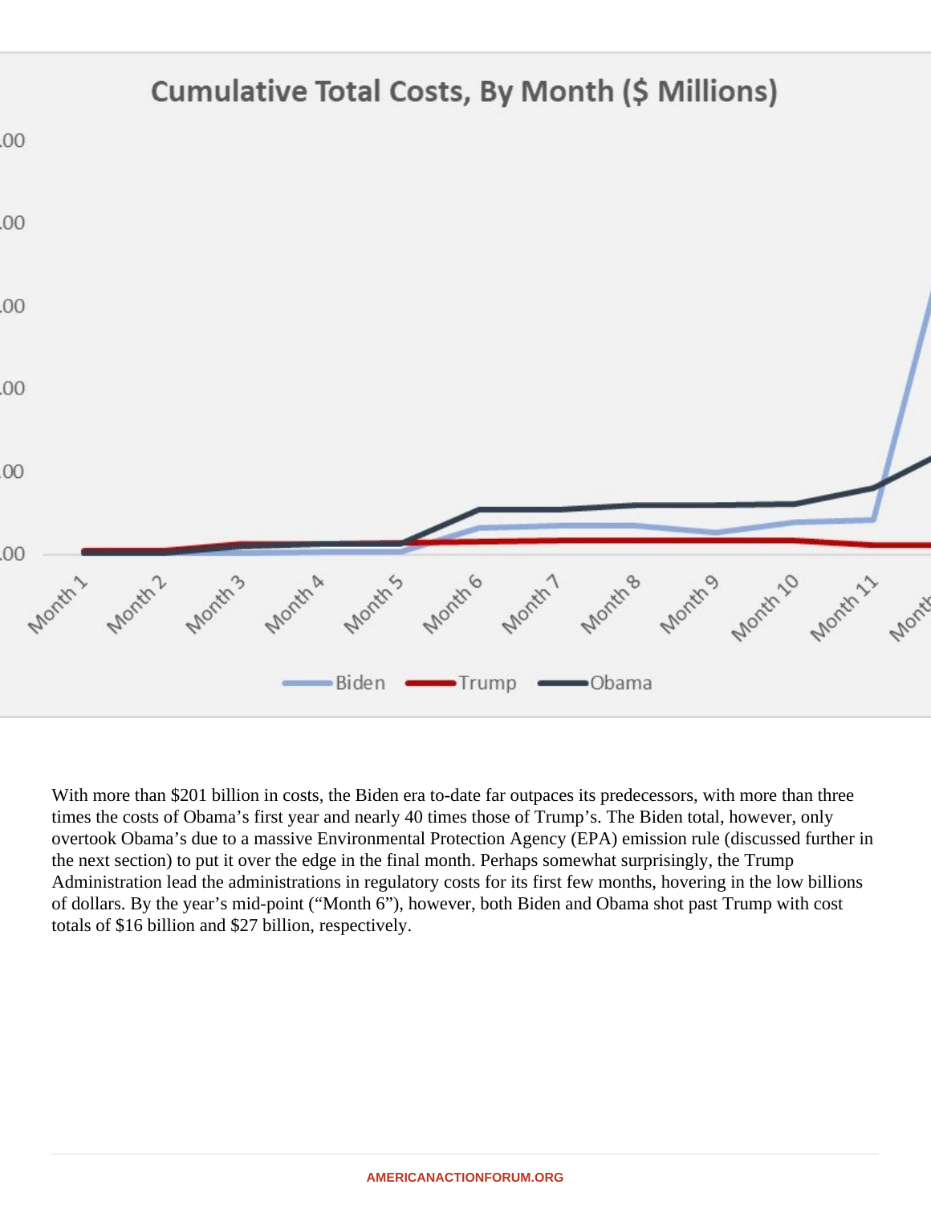Cumulative Total Costs, By Month ($ Millions)

With more than $201 billion in costs, the Biden era to-date far outpaces its predecessors, with more than three times the costs of Obama's first year and nearly 40 times those of Trump's. The Biden total, however, only overtook Obama's due to a massive Environmental Protection Agency (EPA) emission rule (discussed further in the next section) to put it over the edge in the final month. Perhaps somewhat surprisingly, the Trump Administration lead the administrations in regulatory costs for its first few months, hovering in the low billions of dollars. By the year's mid-point ("Month 6"), however, both Biden and Obama shot past Trump with cost totals of $16 billion and $27 billion, respectively.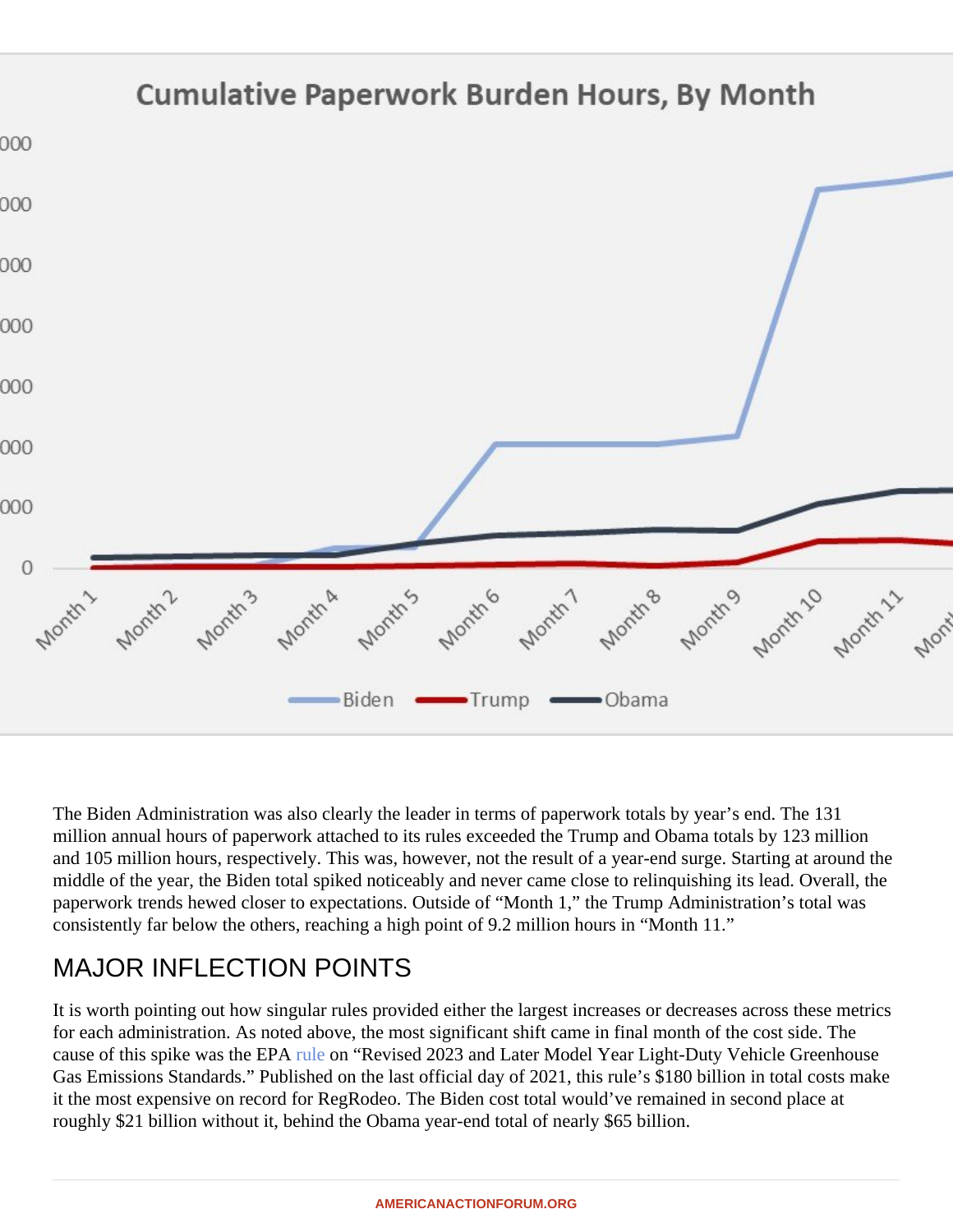Cumulative Paperwork Burden Hours, By Month

The Biden Administration was also clearly the leader in terms of paperwork totals by year's end. The 131 million annual hours of paperwork attached to its rules exceeded the Trump and Obama totals by 123 million and 105 million hours, respectively. This was, however, not the result of a year-end surge. Starting at around the middle of the year, the Biden total spiked noticeably and never came close to relinquishing its lead. Overall, the paperwork trends hewed closer to expectations. Outside of "Month 1," the Trump Administration's total was consistently far below the others, reaching a high point of 9.2 million hours in "Month 11."

## MAJOR INFLECTION POINTS

It is worth pointing out how singular rules provided either the largest increases or decreases across these metrics for each administration. As noted above, the most significant shift came in final month of the cost side. The cause of this spike was the EPA rule on "Revised 2023 and Later Model Year Light-Duty Vehicle Greenhouse Gas Emissions Standards." Published on the last official day of 2021, this rule's $180 billion in total costs make it the most expensive on record for RegRodeo. The Biden cost total would've remained in second place at roughly $21 billion without it, behind the Obama year-end total of nearly $65 billion.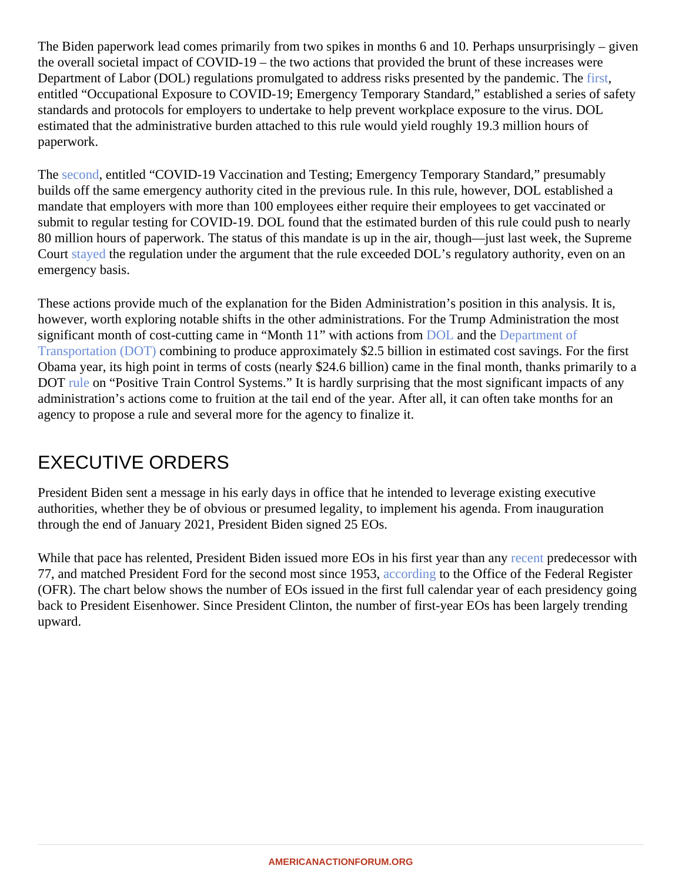The Biden paperwork lead comes primarily from two spikes in months 6 and 10. Perhaps unsurprisingly – given the overall societal impact of COVID-19 – the two actions that provided the brunt of these increases were Department of Labor (DOL) regulations promulgated to address risks presented by the pandemic. The first, entitled "Occupational Exposure to COVID-19; Emergency Temporary Standard," established a series of safety standards and protocols for employers to undertake to help prevent workplace exposure to the virus. DOL estimated that the administrative burden attached to this rule would yield roughly 19.3 million hours of paperwork.

The second, entitled "COVID-19 Vaccination and Testing; Emergency Temporary Standard," presumably builds off the same emergency authority cited in the previous rule. In this rule, however, DOL established a mandate that employers with more than 100 employees either require their employees to get vaccinated or submit to regular testing for COVID-19. DOL found that the estimated burden of this rule could push to nearly 80 million hours of paperwork. The status of this mandate is up in the air, though—just last week, the Supreme Court stayed the regulation under the argument that the rule exceeded DOL's regulatory authority, even on an emergency basis.

These actions provide much of the explanation for the Biden Administration's position in this analysis. It is, however, worth exploring notable shifts in the other administrations. For the Trump Administration the most significant month of cost-cutting came in "Month 11" with actions from DOL and the Department of Transportation (DOT) combining to produce approximately $2.5 billion in estimated cost savings. For the first Obama year, its high point in terms of costs (nearly $24.6 billion) came in the final month, thanks primarily to a DOT rule on "Positive Train Control Systems." It is hardly surprising that the most significant impacts of any administration's actions come to fruition at the tail end of the year. After all, it can often take months for an agency to propose a rule and several more for the agency to finalize it.

## EXECUTIVE ORDERS

President Biden sent a message in his early days in office that he intended to leverage existing executive authorities, whether they be of obvious or presumed legality, to implement his agenda. From inauguration through the end of January 2021, President Biden signed 25 EOs.

While that pace has relented, President Biden issued more EOs in his first year than any recent predecessor with 77, and matched President Ford for the second most since 1953, according to the Office of the Federal Register (OFR). The chart below shows the number of EOs issued in the first full calendar year of each presidency going back to President Eisenhower. Since President Clinton, the number of first-year EOs has been largely trending upward.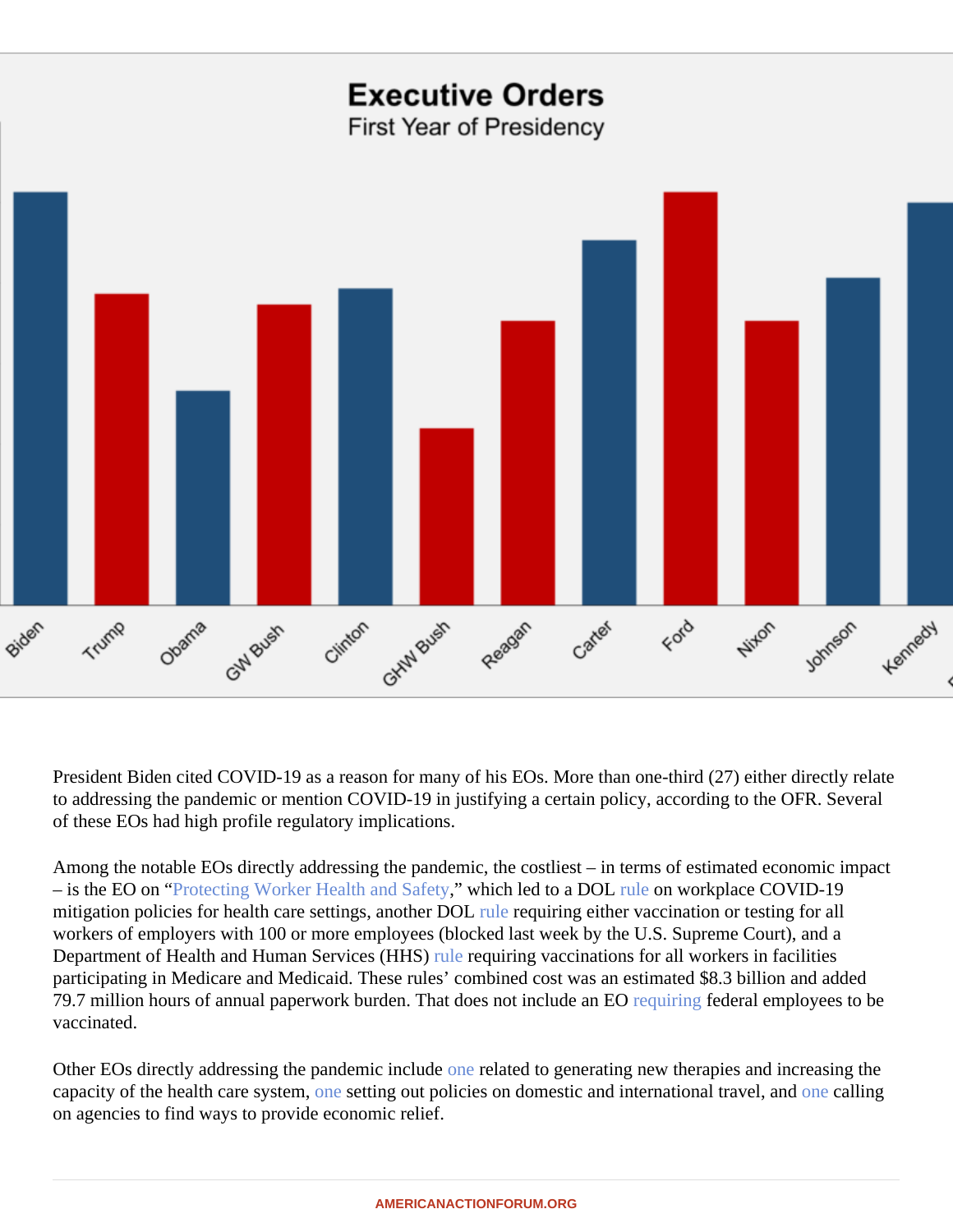Executive Orders

First Year of Presidency

Biden, Trump, Obama, GW Bush, Clinton, GHW Bush, Reagan, Carter, Ford, Nixon, Johnson, Kennedy

President Biden cited COVID-19 as a reason for many of his EOs. More than one-third (27) either directly relate to addressing the pandemic or mention COVID-19 in justifying a certain policy, according to the OFR. Several of these EOs had high profile regulatory implications.

Among the notable EOs directly addressing the pandemic, the costliest – in terms of estimated economic impact – is the EO on "Protecting Worker Health and Safety," which led to a DOL rule on workplace COVID-19 mitigation policies for health care settings, another DOL rule requiring either vaccination or testing for all workers of employers with 100 or more employees (blocked last week by the U.S. Supreme Court), and a Department of Health and Human Services (HHS) rule requiring vaccinations for all workers in facilities participating in Medicare and Medicaid. These rules' combined cost was an estimated $8.3 billion and added 79.7 million hours of annual paperwork burden. That does not include an EO requiring federal employees to be vaccinated.

Other EOs directly addressing the pandemic include one related to generating new therapies and increasing the capacity of the health care system, one setting out policies on domestic and international travel, and one calling on agencies to find ways to provide economic relief.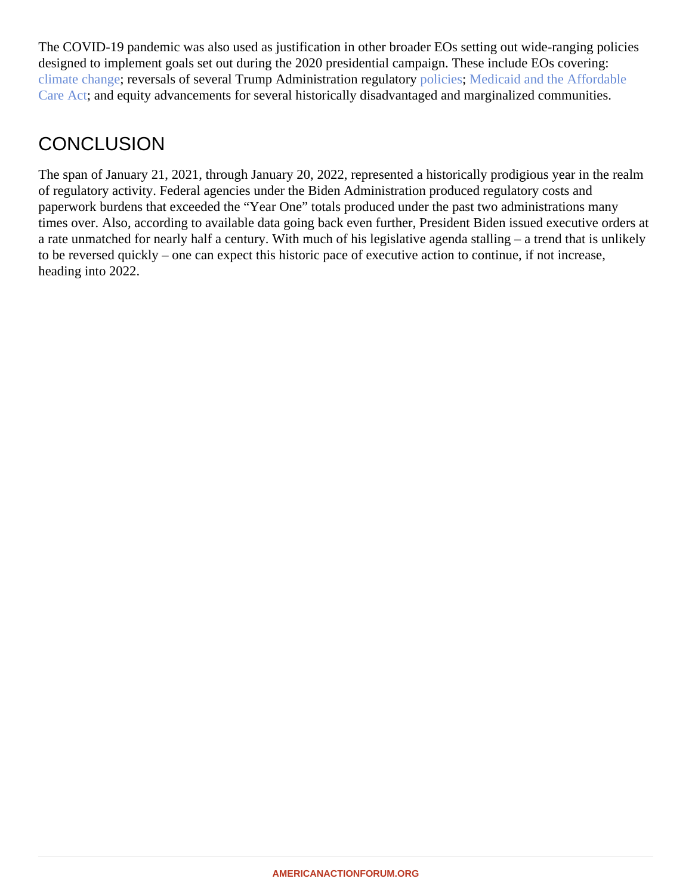The COVID-19 pandemic was also used as justification in other broader EOs setting out wide-ranging policies designed to implement goals set out during the 2020 presidential campaign. These include EOs covering: climate change; reversals of several Trump Administration regulatory policies; Medicaid and the Affordable Care Act; and equity advancements for several historically disadvantaged and marginalized communities.

## CONCLUSION

The span of January 21, 2021, through January 20, 2022, represented a historically prodigious year in the realm of regulatory activity. Federal agencies under the Biden Administration produced regulatory costs and paperwork burdens that exceeded the "Year One" totals produced under the past two administrations many times over. Also, according to available data going back even further, President Biden issued executive orders at a rate unmatched for nearly half a century. With much of his legislative agenda stalling – a trend that is unlikely to be reversed quickly – one can expect this historic pace of executive action to continue, if not increase, heading into 2022.